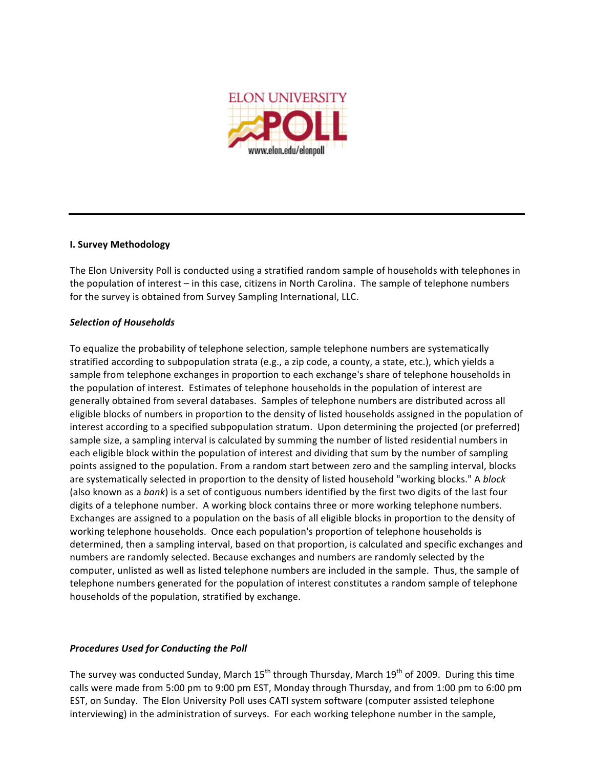# I. Survey Methodology

The Elon University Poll is conducted using a stratified random sample of households with telephones in the population of interest – in this case, citizens in North Carolina. The sample of telephone numbers for the survey is obtained from Survey Sampling International, LLC.

### *Selection of Households*

To equalize the probability of telephone selection, sample telephone numbers are systematically stratified according to subpopulation strata (e.g., a zip code, a county, a state, etc.), which yields a sample from telephone exchanges in proportion to each exchange's share of telephone households in the population of interest. Estimates of telephone households in the population of interest are generally obtained from several databases. Samples of telephone numbers are distributed across all eligible blocks of numbers in proportion to the density of listed households assigned in the population of interest according to a specified subpopulation stratum. Upon determining the projected (or preferred) sample size, a sampling interval is calculated by summing the number of listed residential numbers in each eligible block within the population of interest and dividing that sum by the number of sampling points assigned to the population. From a random start between zero and the sampling interval, blocks are systematically selected in proportion to the density of listed household "working blocks." A *block* (also known as a *bank*) is a set of contiguous numbers identified by the first two digits of the last four digits of a telephone number. A working block contains three or more working telephone numbers. Exchanges are assigned to a population on the basis of all eligible blocks in proportion to the density of working telephone households. Once each population's proportion of telephone households is determined, then a sampling interval, based on that proportion, is calculated and specific exchanges and numbers are randomly selected. Because exchanges and numbers are randomly selected by the computer, unlisted as well as listed telephone numbers are included in the sample. Thus, the sample of telephone numbers generated for the population of interest constitutes a random sample of telephone households of the population, stratified by exchange.

### *Procedures Used for Conducting the Poll*

The survey was conducted Sunday, March 15th through Thursday, March 19th of 2009. During this time calls were made from 5:00 pm to 9:00 pm EST, Monday through Thursday, and from 1:00 pm to 6:00 pm EST, on Sunday. The Elon University Poll uses CATI system software (computer assisted telephone interviewing) in the administration of surveys. For each working telephone number in the sample,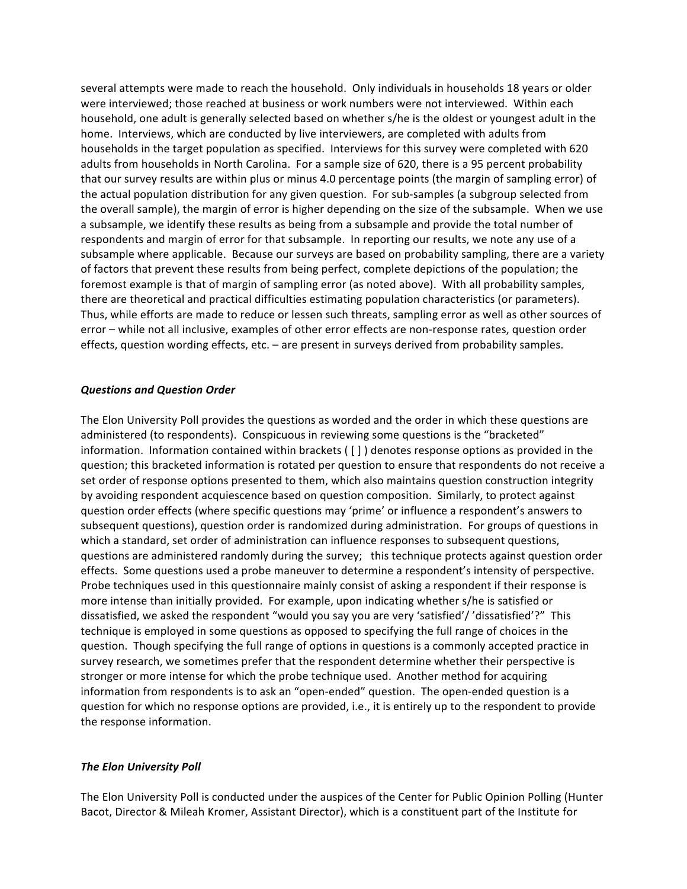several attempts were made to reach the household. Only individuals in households 18 years or older were interviewed; those reached at business or work numbers were not interviewed. Within each household, one adult is generally selected based on whether s/he is the oldest or youngest adult in the home. Interviews, which are conducted by live interviewers, are completed with adults from households in the target population as specified. Interviews for this survey were completed with 620 adults from households in North Carolina. For a sample size of 620, there is a 95 percent probability that our survey results are within plus or minus 4.0 percentage points (the margin of sampling error) of the actual population distribution for any given question. For sub-samples (a subgroup selected from the overall sample), the margin of error is higher depending on the size of the subsample. When we use a subsample, we identify these results as being from a subsample and provide the total number of respondents and margin of error for that subsample. In reporting our results, we note any use of a subsample where applicable. Because our surveys are based on probability sampling, there are a variety of factors that prevent these results from being perfect, complete depictions of the population; the foremost example is that of margin of sampling error (as noted above). With all probability samples, there are theoretical and practical difficulties estimating population characteristics (or parameters). Thus, while efforts are made to reduce or lessen such threats, sampling error as well as other sources of error – while not all inclusive, examples of other error effects are non-response rates, question order effects, question wording effects, etc. – are present in surveys derived from probability samples.

### *Questions and Question Order*

The Elon University Poll provides the questions as worded and the order in which these questions are administered (to respondents). Conspicuous in reviewing some questions is the "bracketed" information. Information contained within brackets ( [ ] ) denotes response options as provided in the question; this bracketed information is rotated per question to ensure that respondents do not receive a set order of response options presented to them, which also maintains question construction integrity by avoiding respondent acquiescence based on question composition. Similarly, to protect against question order effects (where specific questions may 'prime' or influence a respondent's answers to subsequent questions), question order is randomized during administration. For groups of questions in which a standard, set order of administration can influence responses to subsequent questions, questions are administered randomly during the survey; this technique protects against question order effects. Some questions used a probe maneuver to determine a respondent's intensity of perspective. Probe techniques used in this questionnaire mainly consist of asking a respondent if their response is more intense than initially provided. For example, upon indicating whether s/he is satisfied or dissatisfied, we asked the respondent "would you say you are very 'satisfied'/ 'dissatisfied'?" This technique is employed in some questions as opposed to specifying the full range of choices in the question. Though specifying the full range of options in questions is a commonly accepted practice in survey research, we sometimes prefer that the respondent determine whether their perspective is stronger or more intense for which the probe technique used. Another method for acquiring information from respondents is to ask an "open-ended" question. The open-ended question is a question for which no response options are provided, i.e., it is entirely up to the respondent to provide the response information.

### *The Elon University Poll*

The Elon University Poll is conducted under the auspices of the Center for Public Opinion Polling (Hunter Bacot, Director & Mileah Kromer, Assistant Director), which is a constituent part of the Institute for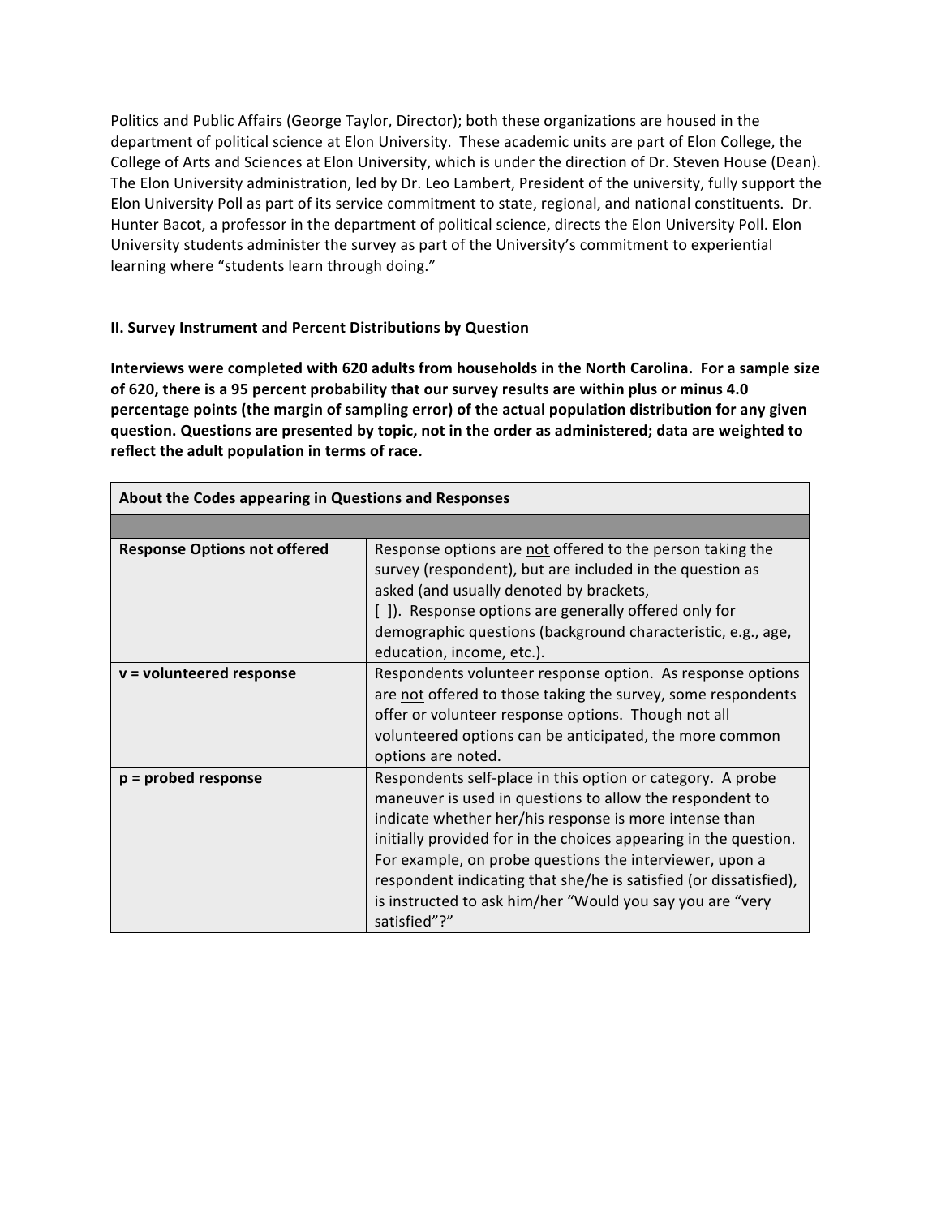Politics and Public Affairs (George Taylor, Director); both these organizations are housed in the department of political science at Elon University. These academic units are part of Elon College, the College of Arts and Sciences at Elon University, which is under the direction of Dr. Steven House (Dean). The Elon University administration, led by Dr. Leo Lambert, President of the university, fully support the Elon University Poll as part of its service commitment to state, regional, and national constituents. Dr. Hunter Bacot, a professor in the department of political science, directs the Elon University Poll. Elon University students administer the survey as part of the University's commitment to experiential learning where "students learn through doing."

## II. Survey Instrument and Percent Distributions by Question

**Interviews were completed with 620 adults from households in the North Carolina. For a sample size of 620, there is a 95 percent probability that our survey results are within plus or minus 4.0 percentage points (the margin of sampling error) of the actual population distribution for any given question. Questions are presented by topic, not in the order as administered; data are weighted to reflect the adult population in terms of race.**

| About the Codes appearing in Questions and Responses | |
|---|---|
| | |
| **Response Options not offered** | Response options are <u>not</u> offered to the person taking the survey (respondent), but are included in the question as asked (and usually denoted by brackets, [ ]). Response options are generally offered only for demographic questions (background characteristic, e.g., age, education, income, etc.). |
| **v = volunteered response** | Respondents volunteer response option. As response options are <u>not</u> offered to those taking the survey, some respondents offer or volunteer response options. Though not all volunteered options can be anticipated, the more common options are noted. |
| **p = probed response** | Respondents self-place in this option or category. A probe maneuver is used in questions to allow the respondent to indicate whether her/his response is more intense than initially provided for in the choices appearing in the question. For example, on probe questions the interviewer, upon a respondent indicating that she/he is satisfied (or dissatisfied), is instructed to ask him/her "Would you say you are "very satisfied"?" |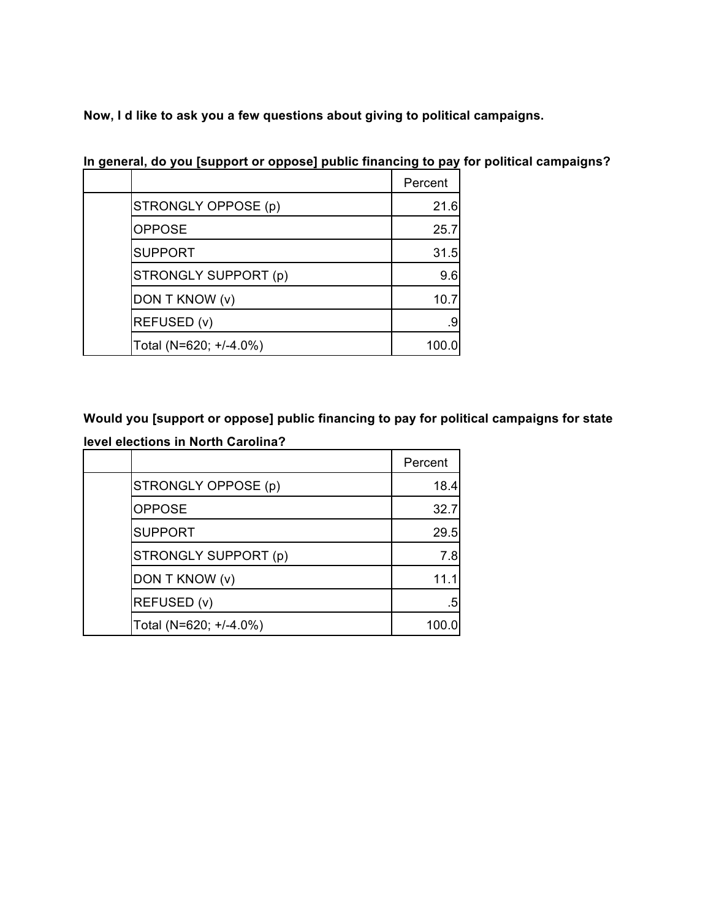**Now, I d like to ask you a few questions about giving to political campaigns.**

**In general, do you [support or oppose] public financing to pay for political campaigns?**

| | | Percent |
|---|---|---|
| | STRONGLY OPPOSE (p) | 21.6 |
| | OPPOSE | 25.7 |
| | SUPPORT | 31.5 |
| | STRONGLY SUPPORT (p) | 9.6 |
| | DON T KNOW (v) | 10.7 |
| | REFUSED (v) | .9 |
| | Total (N=620; +/-4.0%) | 100.0 |

**Would you [support or oppose] public financing to pay for political campaigns for state level elections in North Carolina?**

| | | Percent |
|---|---|---|
| | STRONGLY OPPOSE (p) | 18.4 |
| | OPPOSE | 32.7 |
| | SUPPORT | 29.5 |
| | STRONGLY SUPPORT (p) | 7.8 |
| | DON T KNOW (v) | 11.1 |
| | REFUSED (v) | .5 |
| | Total (N=620; +/-4.0%) | 100.0 |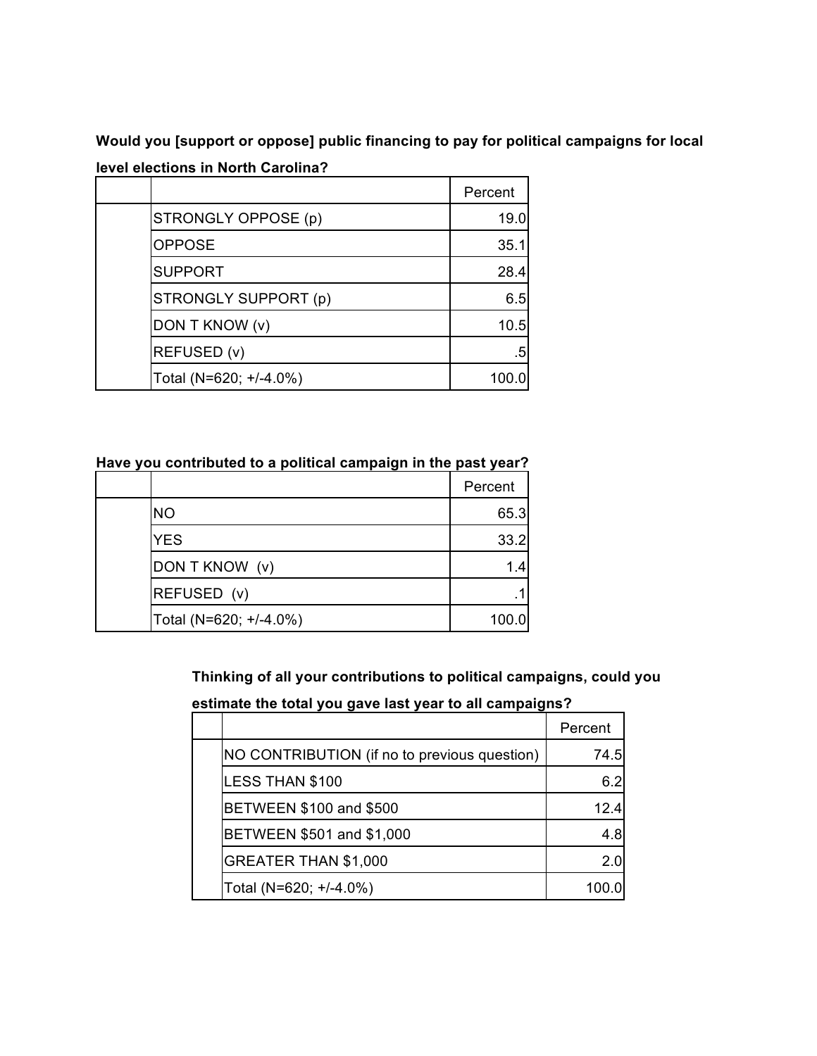**Would you [support or oppose] public financing to pay for political campaigns for local level elections in North Carolina?**

| | | Percent |
|---|---|---|
| | STRONGLY OPPOSE (p) | 19.0 |
| | OPPOSE | 35.1 |
| | SUPPORT | 28.4 |
| | STRONGLY SUPPORT (p) | 6.5 |
| | DON T KNOW (v) | 10.5 |
| | REFUSED (v) | .5 |
| | Total (N=620; +/-4.0%) | 100.0 |

**Have you contributed to a political campaign in the past year?**

| | | Percent |
|---|---|---|
| | NO | 65.3 |
| | YES | 33.2 |
| | DON T KNOW (v) | 1.4 |
| | REFUSED (v) | .1 |
| | Total (N=620; +/-4.0%) | 100.0 |

**Thinking of all your contributions to political campaigns, could you estimate the total you gave last year to all campaigns?**

| | | Percent |
|---|---|---|
| | NO CONTRIBUTION (if no to previous question) | 74.5 |
| | LESS THAN $100 | 6.2 |
| | BETWEEN $100 and $500 | 12.4 |
| | BETWEEN $501 and $1,000 | 4.8 |
| | GREATER THAN $1,000 | 2.0 |
| | Total (N=620; +/-4.0%) | 100.0 |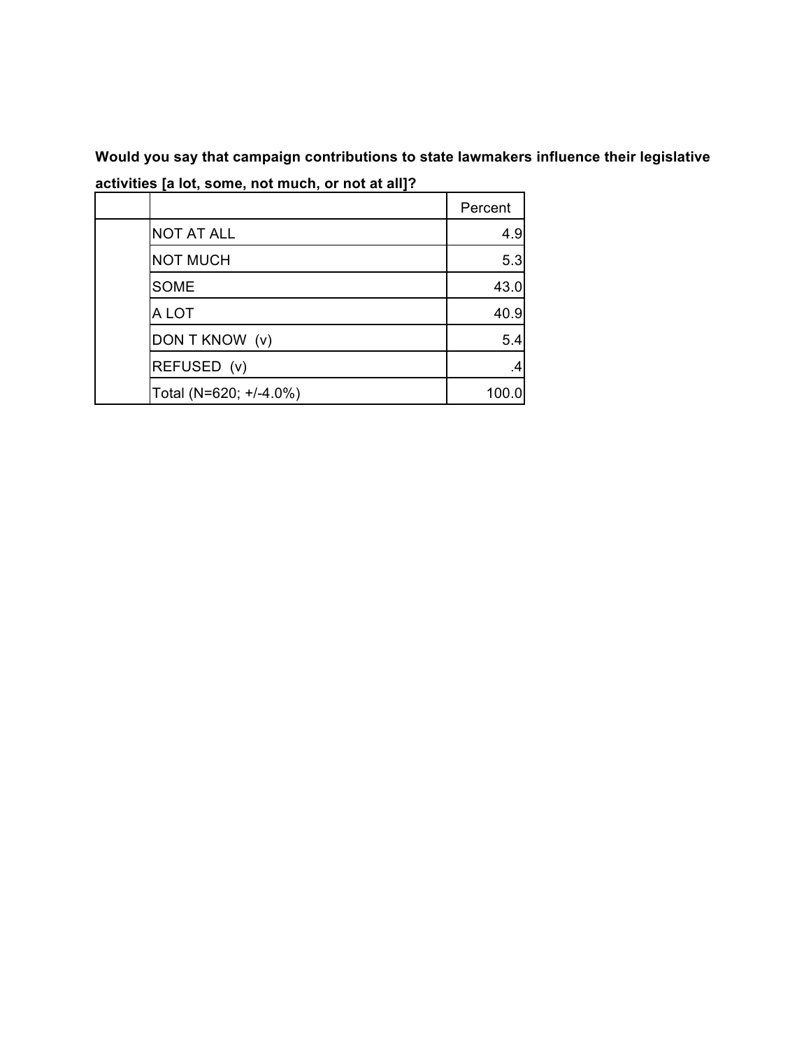**Would you say that campaign contributions to state lawmakers influence their legislative activities [a lot, some, not much, or not at all]?**

| | | Percent |
|---|---|---|
| | NOT AT ALL | 4.9 |
| | NOT MUCH | 5.3 |
| | SOME | 43.0 |
| | A LOT | 40.9 |
| | DON T KNOW (v) | 5.4 |
| | REFUSED (v) | .4 |
| | Total (N=620; +/-4.0%) | 100.0 |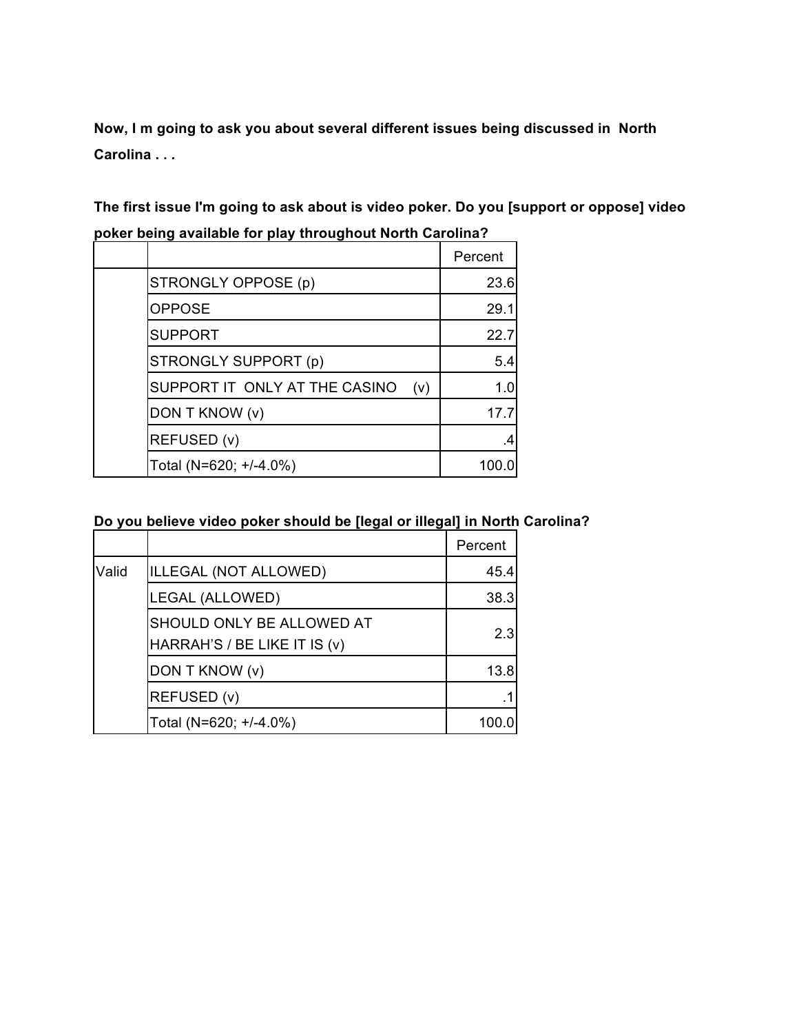**Now, I m going to ask you about several different issues being discussed in North Carolina . . .**

**The first issue I'm going to ask about is video poker. Do you [support or oppose] video poker being available for play throughout North Carolina?**

| | | Percent |
|---|---|---|
| | STRONGLY OPPOSE (p) | 23.6 |
| | OPPOSE | 29.1 |
| | SUPPORT | 22.7 |
| | STRONGLY SUPPORT (p) | 5.4 |
| | SUPPORT IT ONLY AT THE CASINO (v) | 1.0 |
| | DON T KNOW (v) | 17.7 |
| | REFUSED (v) | .4 |
| | Total (N=620; +/-4.0%) | 100.0 |

**Do you believe video poker should be [legal or illegal] in North Carolina?**

| | | Percent |
|---|---|---|
| Valid | ILLEGAL (NOT ALLOWED) | 45.4 |
| | LEGAL (ALLOWED) | 38.3 |
| | SHOULD ONLY BE ALLOWED AT HARRAH'S / BE LIKE IT IS (v) | 2.3 |
| | DON T KNOW (v) | 13.8 |
| | REFUSED (v) | .1 |
| | Total (N=620; +/-4.0%) | 100.0 |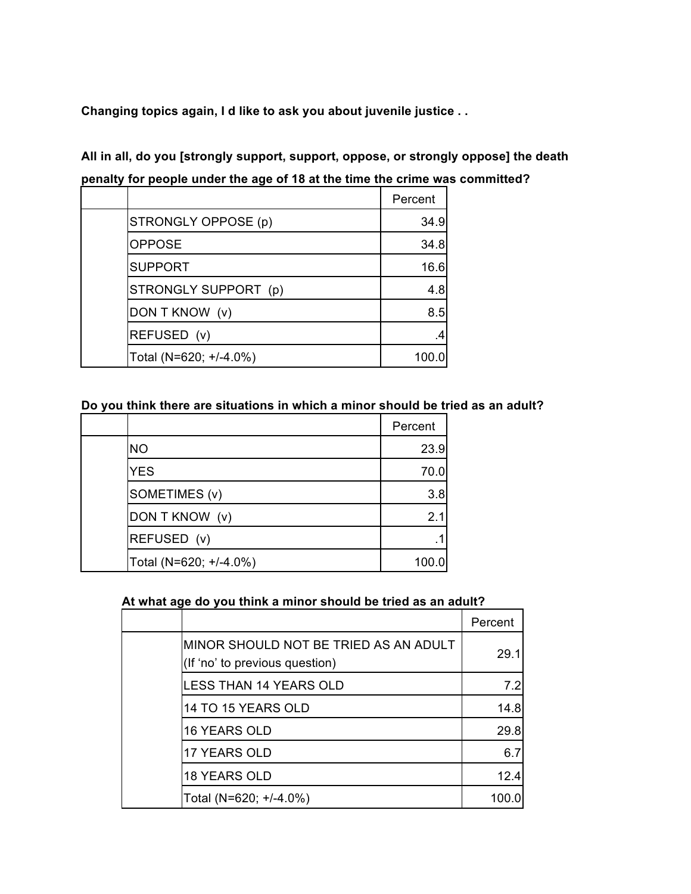**Changing topics again, I d like to ask you about juvenile justice . .**

**All in all, do you [strongly support, support, oppose, or strongly oppose] the death penalty for people under the age of 18 at the time the crime was committed?**

| | | Percent |
|---|---|---|
| | STRONGLY OPPOSE (p) | 34.9 |
| | OPPOSE | 34.8 |
| | SUPPORT | 16.6 |
| | STRONGLY SUPPORT (p) | 4.8 |
| | DON T KNOW (v) | 8.5 |
| | REFUSED (v) | .4 |
| | Total (N=620; +/-4.0%) | 100.0 |

**Do you think there are situations in which a minor should be tried as an adult?**

| | | Percent |
|---|---|---|
| | NO | 23.9 |
| | YES | 70.0 |
| | SOMETIMES (v) | 3.8 |
| | DON T KNOW (v) | 2.1 |
| | REFUSED (v) | .1 |
| | Total (N=620; +/-4.0%) | 100.0 |

**At what age do you think a minor should be tried as an adult?**

| | | Percent |
|---|---|---|
| | MINOR SHOULD NOT BE TRIED AS AN ADULT (If 'no' to previous question) | 29.1 |
| | LESS THAN 14 YEARS OLD | 7.2 |
| | 14 TO 15 YEARS OLD | 14.8 |
| | 16 YEARS OLD | 29.8 |
| | 17 YEARS OLD | 6.7 |
| | 18 YEARS OLD | 12.4 |
| | Total (N=620; +/-4.0%) | 100.0 |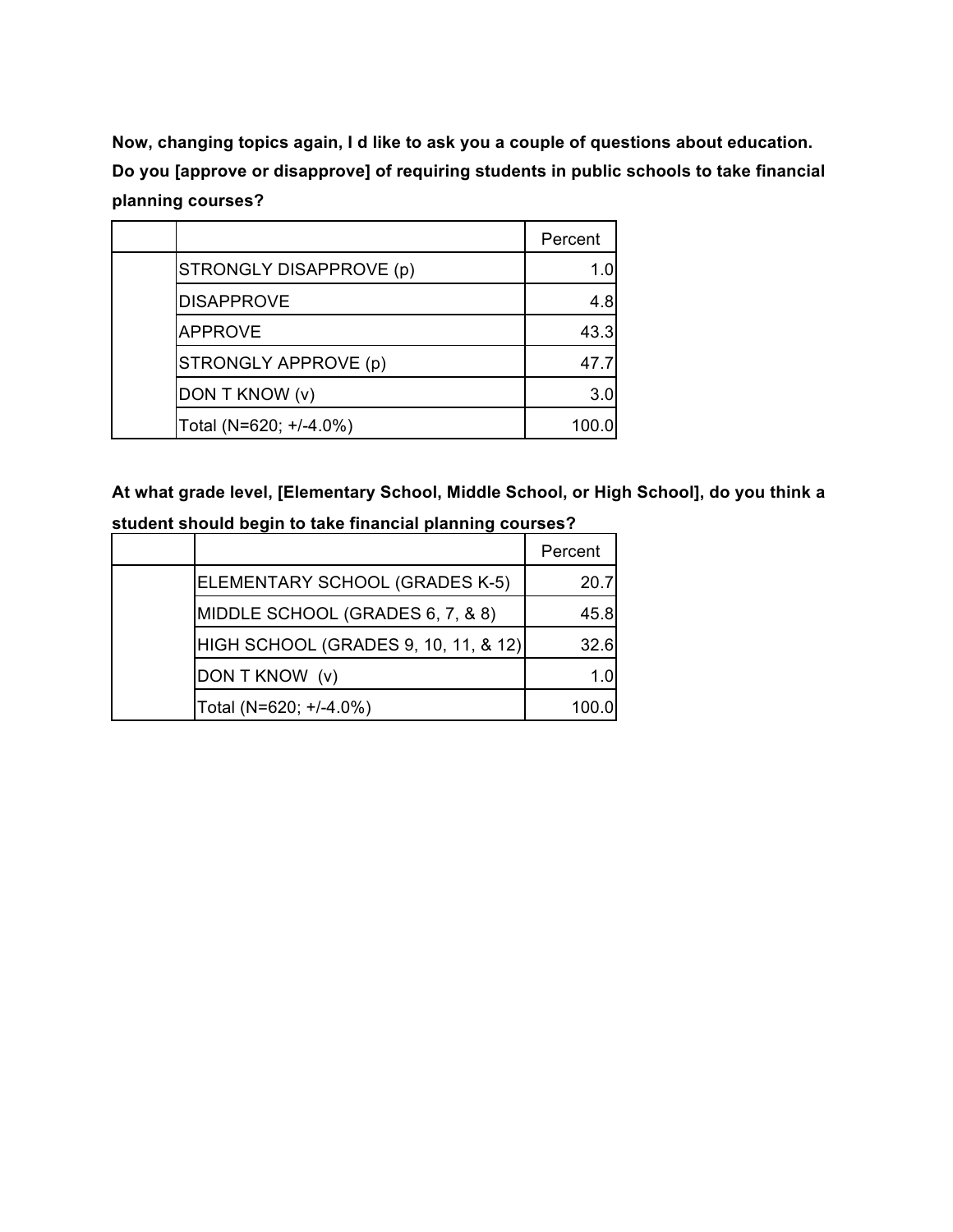**Now, changing topics again, I d like to ask you a couple of questions about education. Do you [approve or disapprove] of requiring students in public schools to take financial planning courses?**

| | | Percent |
|---|---|---|
| | STRONGLY DISAPPROVE (p) | 1.0 |
| | DISAPPROVE | 4.8 |
| | APPROVE | 43.3 |
| | STRONGLY APPROVE (p) | 47.7 |
| | DON T KNOW (v) | 3.0 |
| | Total (N=620; +/-4.0%) | 100.0 |

**At what grade level, [Elementary School, Middle School, or High School], do you think a student should begin to take financial planning courses?**

| | | Percent |
|---|---|---|
| | ELEMENTARY SCHOOL (GRADES K-5) | 20.7 |
| | MIDDLE SCHOOL (GRADES 6, 7, & 8) | 45.8 |
| | HIGH SCHOOL (GRADES 9, 10, 11, & 12) | 32.6 |
| | DON T KNOW (v) | 1.0 |
| | Total (N=620; +/-4.0%) | 100.0 |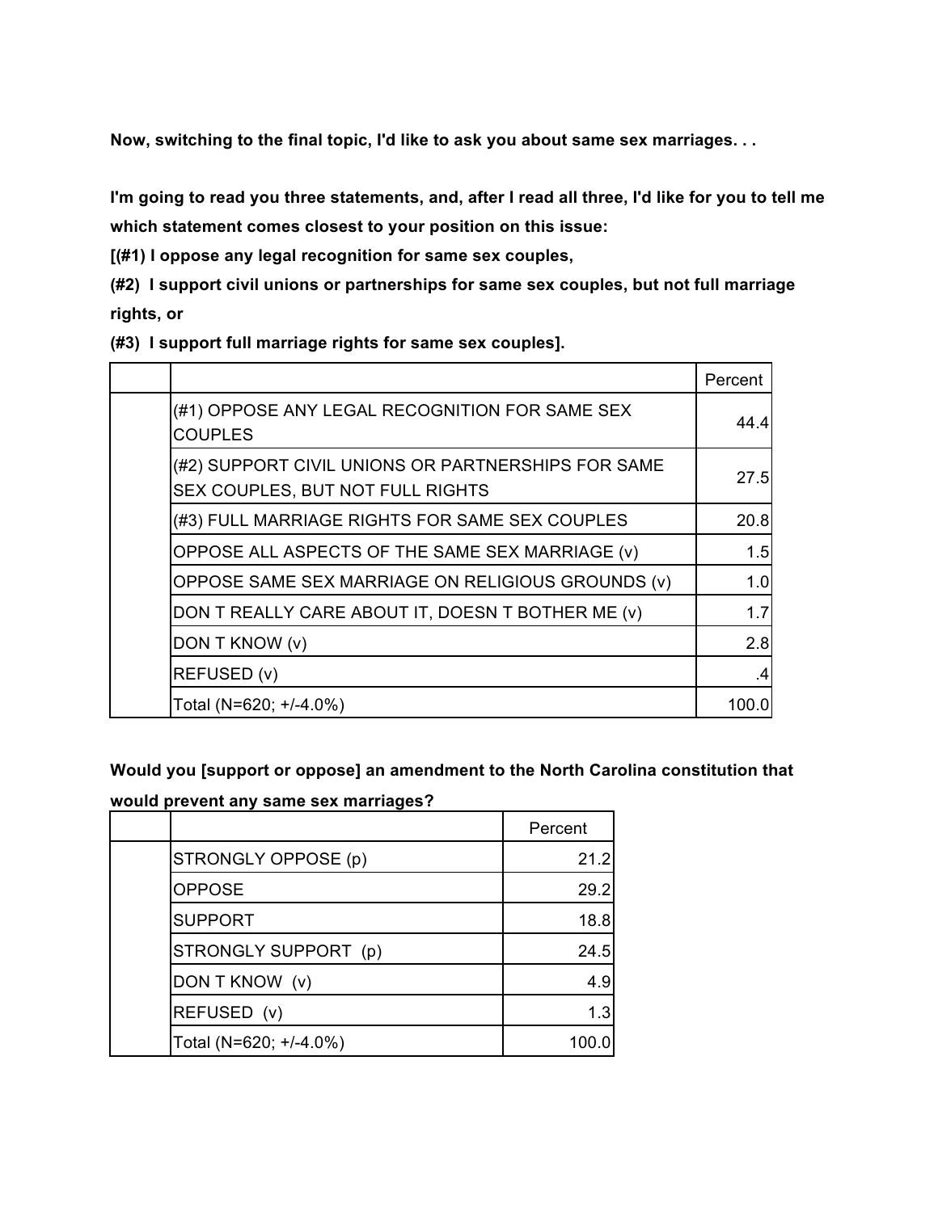**Now, switching to the final topic, I'd like to ask you about same sex marriages. . .**

**I'm going to read you three statements, and, after I read all three, I'd like for you to tell me which statement comes closest to your position on this issue:**
**[(#1) I oppose any legal recognition for same sex couples,**
**(#2) I support civil unions or partnerships for same sex couples, but not full marriage rights, or**
**(#3) I support full marriage rights for same sex couples].**

| | | Percent |
|---|---|---|
| | (#1) OPPOSE ANY LEGAL RECOGNITION FOR SAME SEX COUPLES | 44.4 |
| | (#2) SUPPORT CIVIL UNIONS OR PARTNERSHIPS FOR SAME SEX COUPLES, BUT NOT FULL RIGHTS | 27.5 |
| | (#3) FULL MARRIAGE RIGHTS FOR SAME SEX COUPLES | 20.8 |
| | OPPOSE ALL ASPECTS OF THE SAME SEX MARRIAGE (v) | 1.5 |
| | OPPOSE SAME SEX MARRIAGE ON RELIGIOUS GROUNDS (v) | 1.0 |
| | DON T REALLY CARE ABOUT IT, DOESN T BOTHER ME (v) | 1.7 |
| | DON T KNOW (v) | 2.8 |
| | REFUSED (v) | .4 |
| | Total (N=620; +/-4.0%) | 100.0 |

**Would you [support or oppose] an amendment to the North Carolina constitution that would prevent any same sex marriages?**

| | | Percent |
|---|---|---|
| | STRONGLY OPPOSE (p) | 21.2 |
| | OPPOSE | 29.2 |
| | SUPPORT | 18.8 |
| | STRONGLY SUPPORT (p) | 24.5 |
| | DON T KNOW (v) | 4.9 |
| | REFUSED (v) | 1.3 |
| | Total (N=620; +/-4.0%) | 100.0 |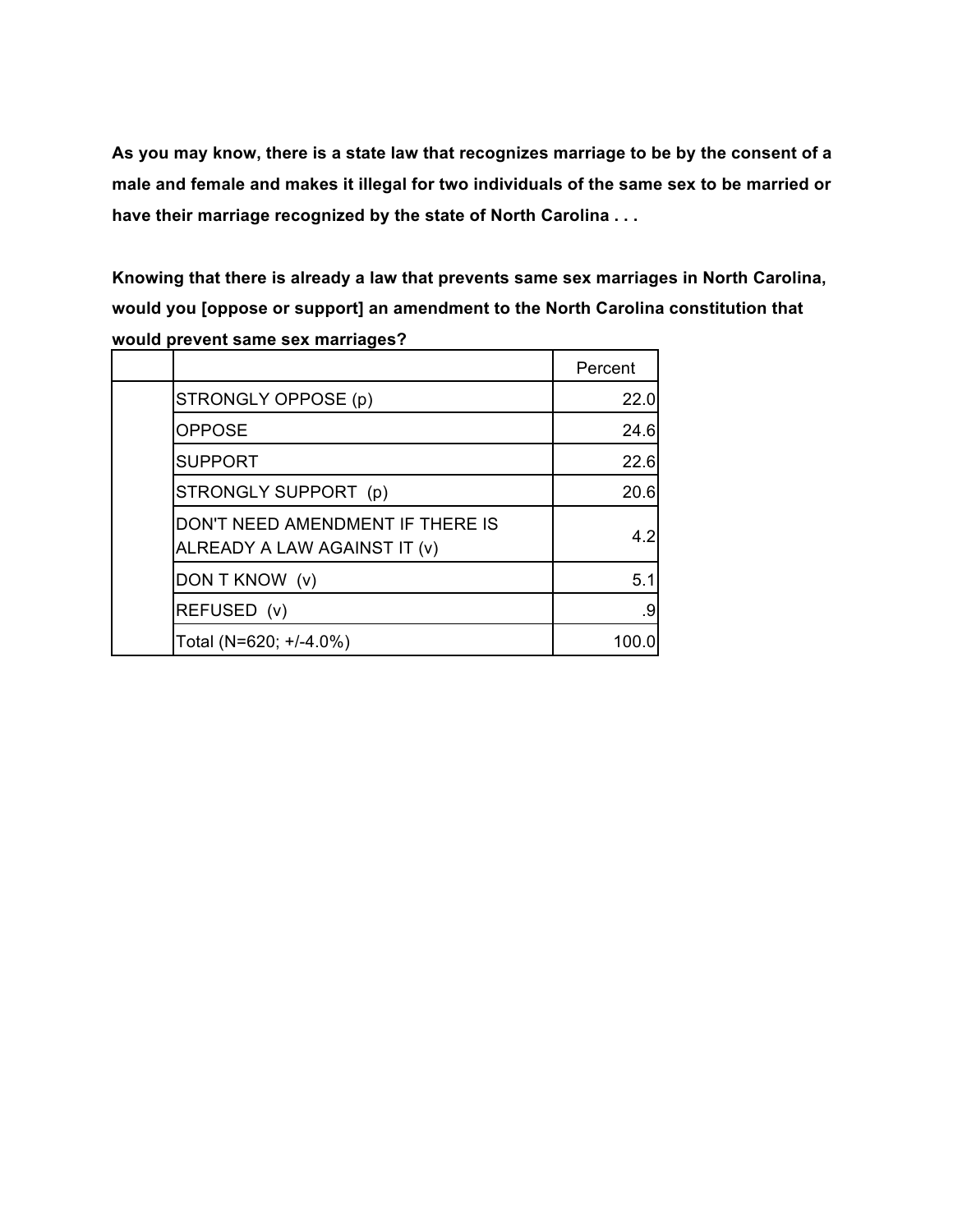**As you may know, there is a state law that recognizes marriage to be by the consent of a male and female and makes it illegal for two individuals of the same sex to be married or have their marriage recognized by the state of North Carolina . . .**

**Knowing that there is already a law that prevents same sex marriages in North Carolina, would you [oppose or support] an amendment to the North Carolina constitution that would prevent same sex marriages?**

| | | Percent |
|---|---|---|
| | STRONGLY OPPOSE (p) | 22.0 |
| | OPPOSE | 24.6 |
| | SUPPORT | 22.6 |
| | STRONGLY SUPPORT (p) | 20.6 |
| | DON'T NEED AMENDMENT IF THERE IS ALREADY A LAW AGAINST IT (v) | 4.2 |
| | DON T KNOW (v) | 5.1 |
| | REFUSED (v) | .9 |
| | Total (N=620; +/-4.0%) | 100.0 |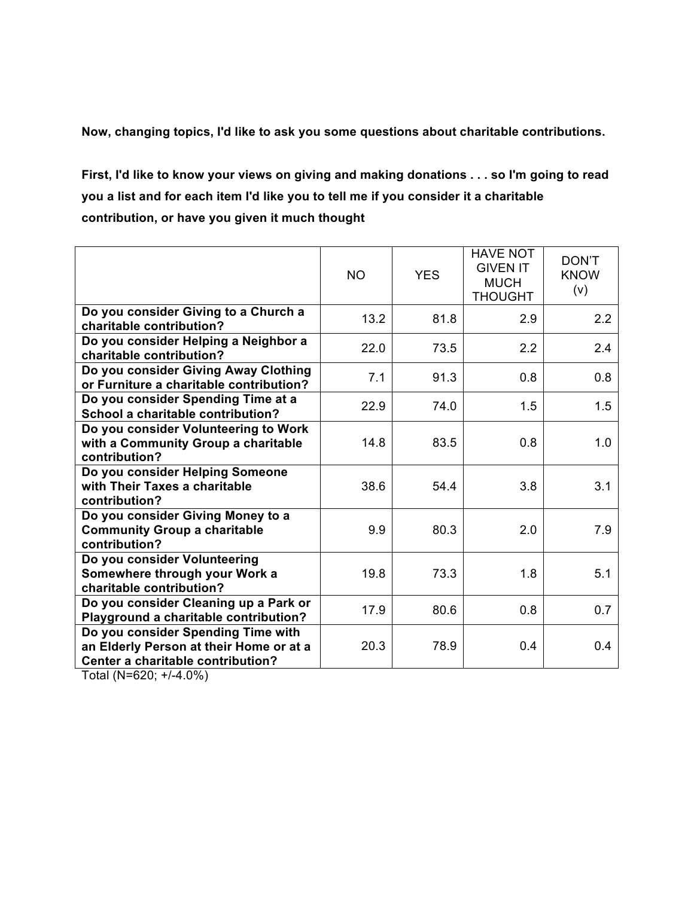**Now, changing topics, I'd like to ask you some questions about charitable contributions.**

**First, I'd like to know your views on giving and making donations . . . so I'm going to read you a list and for each item I'd like you to tell me if you consider it a charitable contribution, or have you given it much thought**

| | NO | YES | HAVE NOT GIVEN IT MUCH THOUGHT | DON'T KNOW (v) |
|---|---|---|---|---|
| **Do you consider Giving to a Church a charitable contribution?** | 13.2 | 81.8 | 2.9 | 2.2 |
| **Do you consider Helping a Neighbor a charitable contribution?** | 22.0 | 73.5 | 2.2 | 2.4 |
| **Do you consider Giving Away Clothing or Furniture a charitable contribution?** | 7.1 | 91.3 | 0.8 | 0.8 |
| **Do you consider Spending Time at a School a charitable contribution?** | 22.9 | 74.0 | 1.5 | 1.5 |
| **Do you consider Volunteering to Work with a Community Group a charitable contribution?** | 14.8 | 83.5 | 0.8 | 1.0 |
| **Do you consider Helping Someone with Their Taxes a charitable contribution?** | 38.6 | 54.4 | 3.8 | 3.1 |
| **Do you consider Giving Money to a Community Group a charitable contribution?** | 9.9 | 80.3 | 2.0 | 7.9 |
| **Do you consider Volunteering Somewhere through your Work a charitable contribution?** | 19.8 | 73.3 | 1.8 | 5.1 |
| **Do you consider Cleaning up a Park or Playground a charitable contribution?** | 17.9 | 80.6 | 0.8 | 0.7 |
| **Do you consider Spending Time with an Elderly Person at their Home or at a Center a charitable contribution?** | 20.3 | 78.9 | 0.4 | 0.4 |

Total (N=620; +/-4.0%)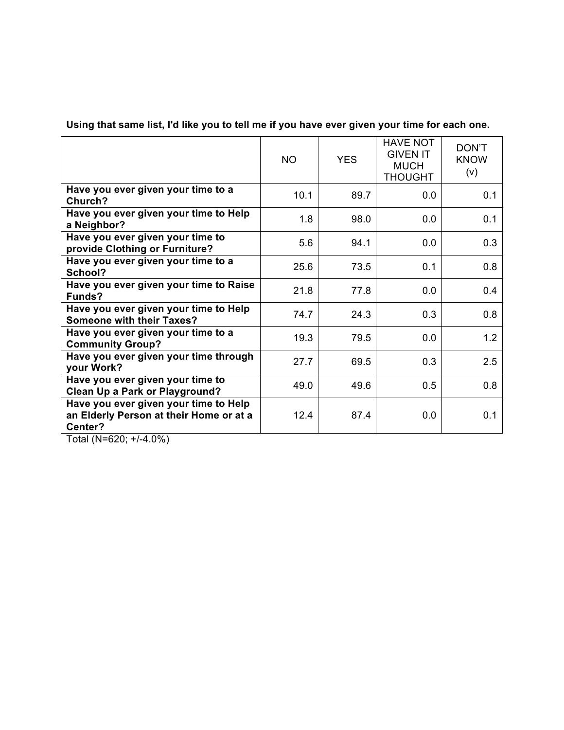**Using that same list, I'd like you to tell me if you have ever given your time for each one.**

| | NO | YES | HAVE NOT GIVEN IT MUCH THOUGHT | DON'T KNOW (v) |
|---|---|---|---|---|
| **Have you ever given your time to a Church?** | 10.1 | 89.7 | 0.0 | 0.1 |
| **Have you ever given your time to Help a Neighbor?** | 1.8 | 98.0 | 0.0 | 0.1 |
| **Have you ever given your time to provide Clothing or Furniture?** | 5.6 | 94.1 | 0.0 | 0.3 |
| **Have you ever given your time to a School?** | 25.6 | 73.5 | 0.1 | 0.8 |
| **Have you ever given your time to Raise Funds?** | 21.8 | 77.8 | 0.0 | 0.4 |
| **Have you ever given your time to Help Someone with their Taxes?** | 74.7 | 24.3 | 0.3 | 0.8 |
| **Have you ever given your time to a Community Group?** | 19.3 | 79.5 | 0.0 | 1.2 |
| **Have you ever given your time through your Work?** | 27.7 | 69.5 | 0.3 | 2.5 |
| **Have you ever given your time to Clean Up a Park or Playground?** | 49.0 | 49.6 | 0.5 | 0.8 |
| **Have you ever given your time to Help an Elderly Person at their Home or at a Center?** | 12.4 | 87.4 | 0.0 | 0.1 |

Total (N=620; +/-4.0%)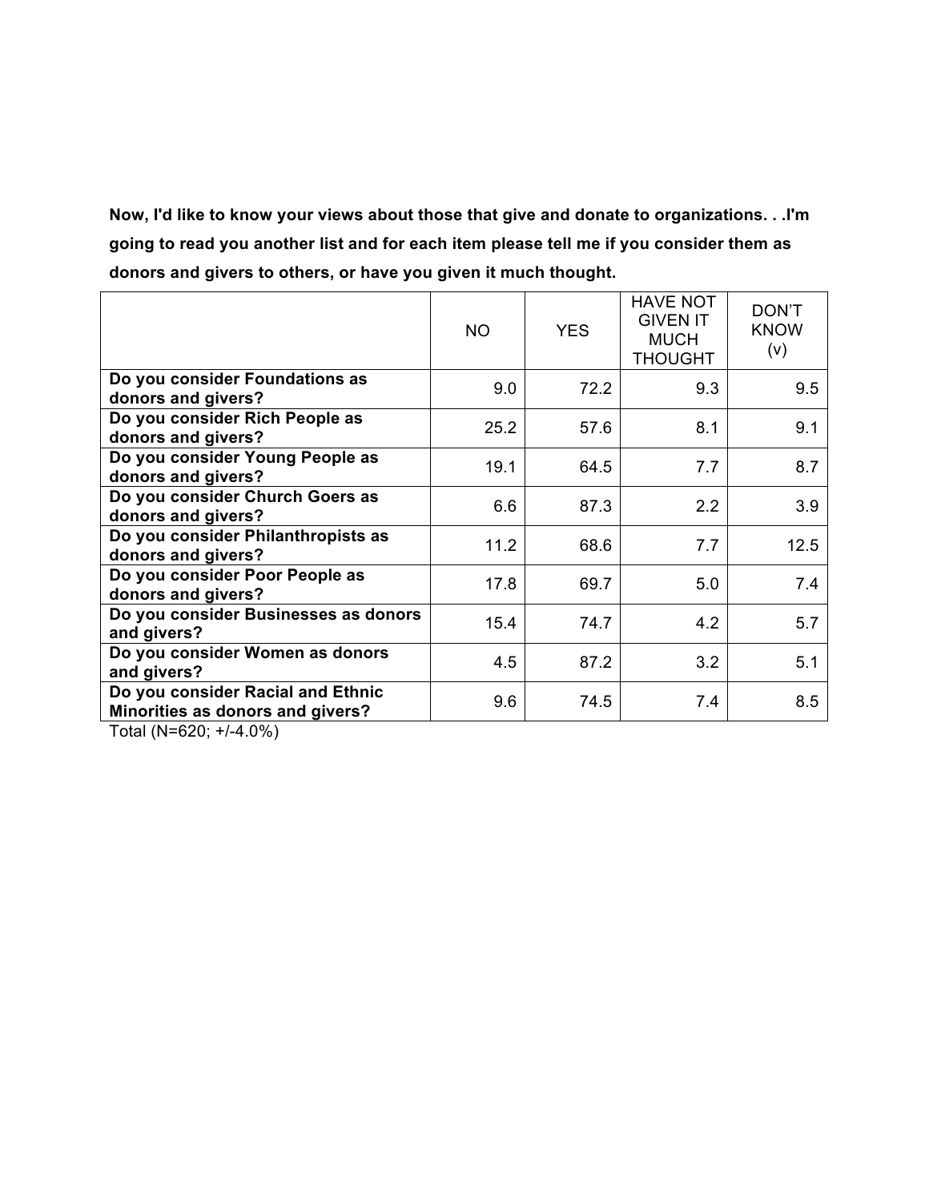**Now, I'd like to know your views about those that give and donate to organizations. . .I'm going to read you another list and for each item please tell me if you consider them as donors and givers to others, or have you given it much thought.**

| | NO | YES | HAVE NOT GIVEN IT MUCH THOUGHT | DON'T KNOW (v) |
|---|---|---|---|---|
| **Do you consider Foundations as donors and givers?** | 9.0 | 72.2 | 9.3 | 9.5 |
| **Do you consider Rich People as donors and givers?** | 25.2 | 57.6 | 8.1 | 9.1 |
| **Do you consider Young People as donors and givers?** | 19.1 | 64.5 | 7.7 | 8.7 |
| **Do you consider Church Goers as donors and givers?** | 6.6 | 87.3 | 2.2 | 3.9 |
| **Do you consider Philanthropists as donors and givers?** | 11.2 | 68.6 | 7.7 | 12.5 |
| **Do you consider Poor People as donors and givers?** | 17.8 | 69.7 | 5.0 | 7.4 |
| **Do you consider Businesses as donors and givers?** | 15.4 | 74.7 | 4.2 | 5.7 |
| **Do you consider Women as donors and givers?** | 4.5 | 87.2 | 3.2 | 5.1 |
| **Do you consider Racial and Ethnic Minorities as donors and givers?** | 9.6 | 74.5 | 7.4 | 8.5 |

Total (N=620; +/-4.0%)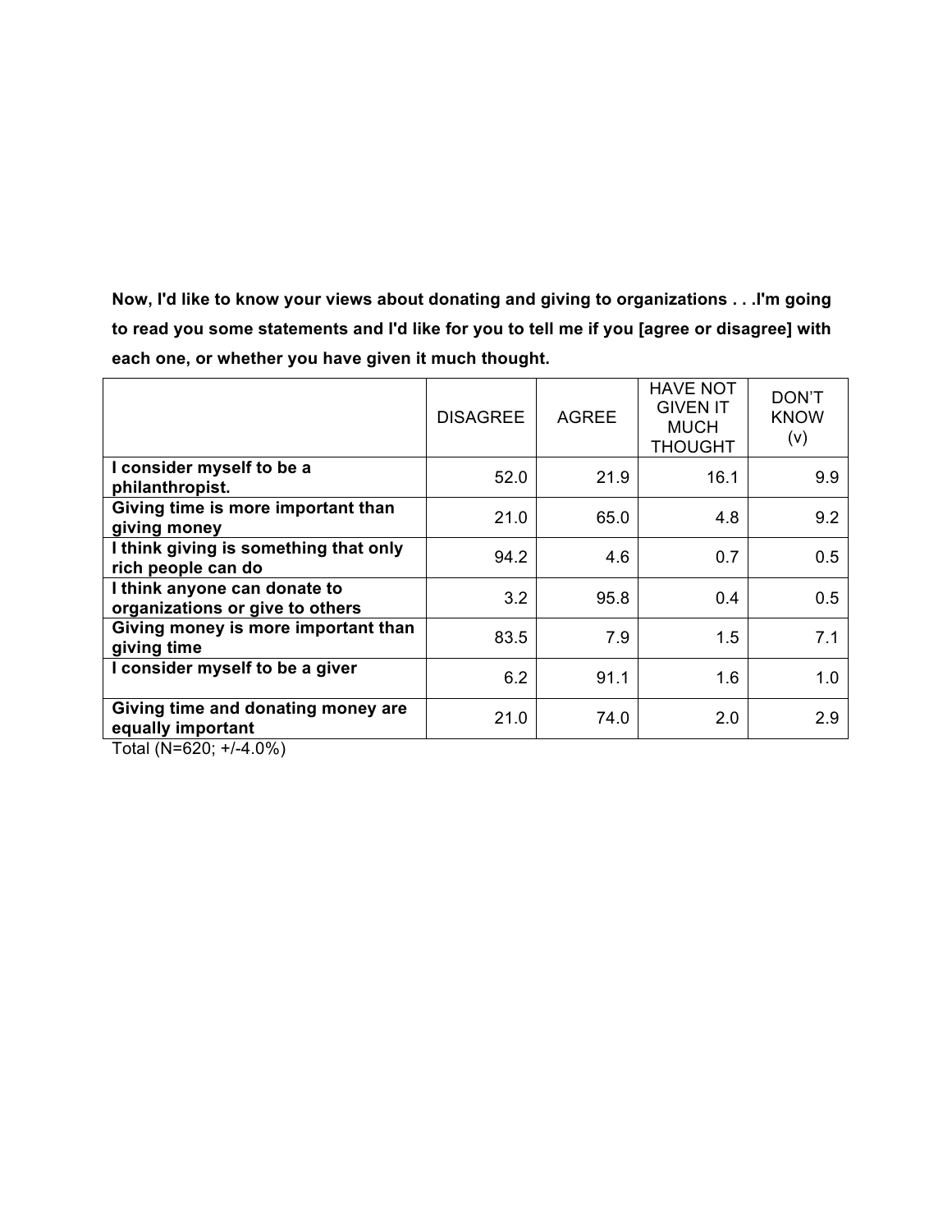**Now, I'd like to know your views about donating and giving to organizations . . .I'm going to read you some statements and I'd like for you to tell me if you [agree or disagree] with each one, or whether you have given it much thought.**

| | DISAGREE | AGREE | HAVE NOT GIVEN IT MUCH THOUGHT | DON'T KNOW (v) |
|---|---|---|---|---|
| **I consider myself to be a philanthropist.** | 52.0 | 21.9 | 16.1 | 9.9 |
| **Giving time is more important than giving money** | 21.0 | 65.0 | 4.8 | 9.2 |
| **I think giving is something that only rich people can do** | 94.2 | 4.6 | 0.7 | 0.5 |
| **I think anyone can donate to organizations or give to others** | 3.2 | 95.8 | 0.4 | 0.5 |
| **Giving money is more important than giving time** | 83.5 | 7.9 | 1.5 | 7.1 |
| **I consider myself to be a giver** | 6.2 | 91.1 | 1.6 | 1.0 |
| **Giving time and donating money are equally important** | 21.0 | 74.0 | 2.0 | 2.9 |

Total (N=620; +/-4.0%)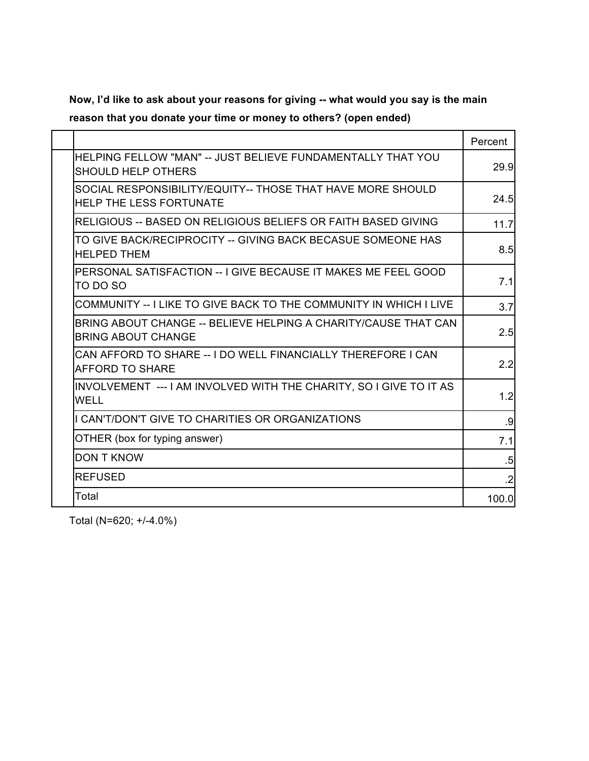**Now, I'd like to ask about your reasons for giving -- what would you say is the main reason that you donate your time or money to others? (open ended)**

| | | Percent |
|---|---|---|
| | HELPING FELLOW "MAN" -- JUST BELIEVE FUNDAMENTALLY THAT YOU SHOULD HELP OTHERS | 29.9 |
| | SOCIAL RESPONSIBILITY/EQUITY-- THOSE THAT HAVE MORE SHOULD HELP THE LESS FORTUNATE | 24.5 |
| | RELIGIOUS -- BASED ON RELIGIOUS BELIEFS OR FAITH BASED GIVING | 11.7 |
| | TO GIVE BACK/RECIPROCITY -- GIVING BACK BECASUE SOMEONE HAS HELPED THEM | 8.5 |
| | PERSONAL SATISFACTION -- I GIVE BECAUSE IT MAKES ME FEEL GOOD TO DO SO | 7.1 |
| | COMMUNITY -- I LIKE TO GIVE BACK TO THE COMMUNITY IN WHICH I LIVE | 3.7 |
| | BRING ABOUT CHANGE -- BELIEVE HELPING A CHARITY/CAUSE THAT CAN BRING ABOUT CHANGE | 2.5 |
| | CAN AFFORD TO SHARE -- I DO WELL FINANCIALLY THEREFORE I CAN AFFORD TO SHARE | 2.2 |
| | INVOLVEMENT --- I AM INVOLVED WITH THE CHARITY, SO I GIVE TO IT AS WELL | 1.2 |
| | I CAN'T/DON'T GIVE TO CHARITIES OR ORGANIZATIONS | .9 |
| | OTHER (box for typing answer) | 7.1 |
| | DON T KNOW | .5 |
| | REFUSED | .2 |
| | Total | 100.0 |

Total (N=620; +/-4.0%)